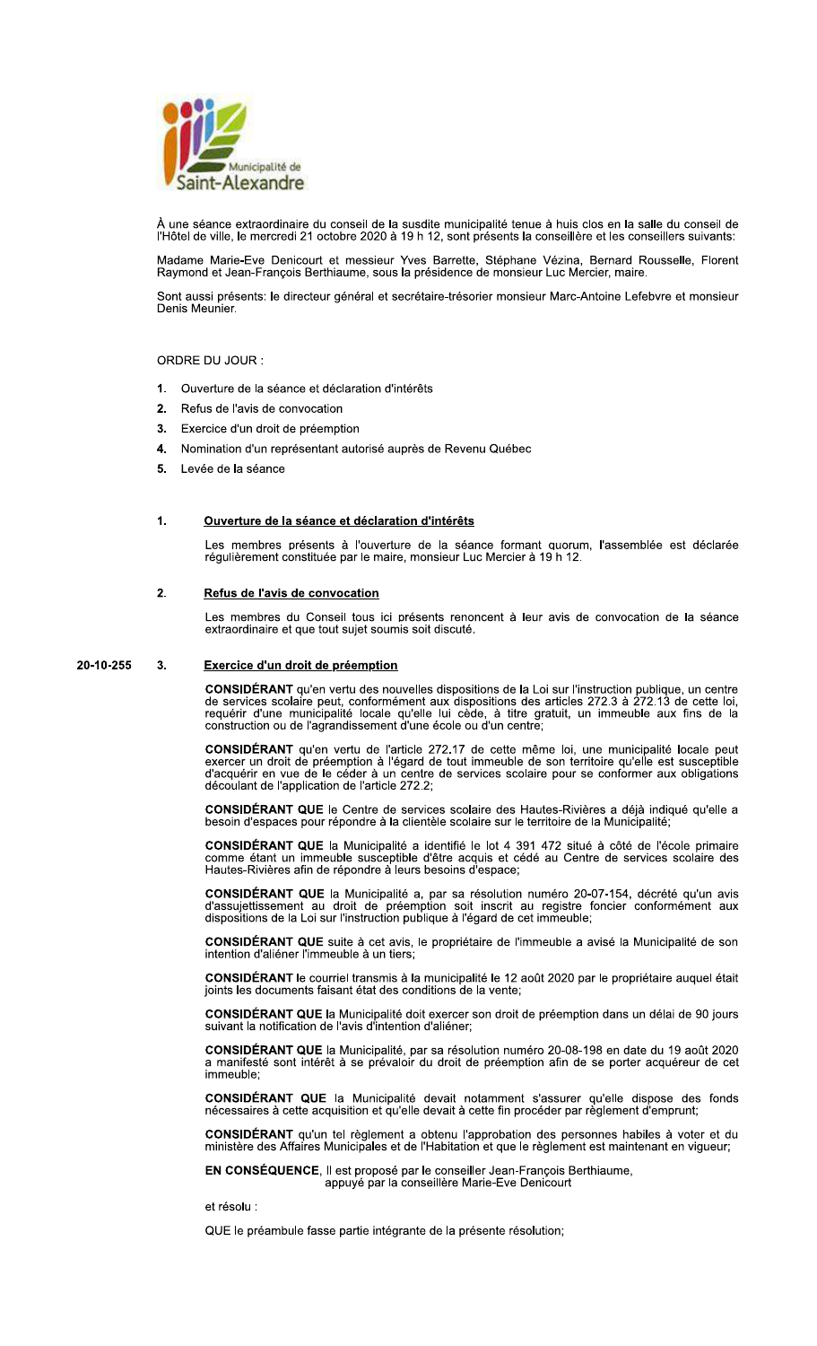Municipalité de Saint-Alexandre

À une séance extraordinaire du conseil de la susdite municipalité tenue à huis clos en la salle du conseil de l'Hôtel de ville, le mercredi 21 octobre 2020 à 19 h 12, sont présents la conseillère et les conseillers suivants:

Madame Marie-Eve Denicourt et messieur Yves Barrette, Stéphane Vézina, Bernard Rousselle, Florent Raymond et Jean-François Berthiaume, sous la présidence de monsieur Luc Mercier, maire.

Sont aussi présents: le directeur général et secrétaire-trésorier monsieur Marc-Antoine Lefebvre et monsieur Denis Meunier.

ORDRE DU JOUR :

1. Ouverture de la séance et déclaration d'intérêts
2. Refus de l'avis de convocation
3. Exercice d'un droit de préemption
4. Nomination d'un représentant autorisé auprès de Revenu Québec
5. Levée de la séance

**1. Ouverture de la séance et déclaration d'intérêts**

Les membres présents à l'ouverture de la séance formant quorum, l'assemblée est déclarée régulièrement constituée par le maire, monsieur Luc Mercier à 19 h 12.

**2. Refus de l'avis de convocation**

Les membres du Conseil tous ici présents renoncent à leur avis de convocation de la séance extraordinaire et que tout sujet soumis soit discuté.

20-10-255 **3. Exercice d'un droit de préemption**

**CONSIDÉRANT** qu'en vertu des nouvelles dispositions de la Loi sur l'instruction publique, un centre de services scolaire peut, conformément aux dispositions des articles 272.3 à 272.13 de cette loi, requérir d'une municipalité locale qu'elle lui cède, à titre gratuit, un immeuble aux fins de la construction ou de l'agrandissement d'une école ou d'un centre;

**CONSIDÉRANT** qu'en vertu de l'article 272.17 de cette même loi, une municipalité locale peut exercer un droit de préemption à l'égard de tout immeuble de son territoire qu'elle est susceptible d'acquérir en vue de le céder à un centre de services scolaire pour se conformer aux obligations découlant de l'application de l'article 272.2;

**CONSIDÉRANT QUE** le Centre de services scolaire des Hautes-Rivières a déjà indiqué qu'elle a besoin d'espaces pour répondre à la clientèle scolaire sur le territoire de la Municipalité;

**CONSIDÉRANT QUE** la Municipalité a identifié le lot 4 391 472 situé à côté de l'école primaire comme étant un immeuble susceptible d'être acquis et cédé au Centre de services scolaire des Hautes-Rivières afin de répondre à leurs besoins d'espace;

**CONSIDÉRANT QUE** la Municipalité a, par sa résolution numéro 20-07-154, décrété qu'un avis d'assujettissement au droit de préemption soit inscrit au registre foncier conformément aux dispositions de la Loi sur l'instruction publique à l'égard de cet immeuble;

**CONSIDÉRANT QUE** suite à cet avis, le propriétaire de l'immeuble a avisé la Municipalité de son intention d'aliéner l'immeuble à un tiers;

**CONSIDÉRANT** le courriel transmis à la municipalité le 12 août 2020 par le propriétaire auquel était joints les documents faisant état des conditions de la vente;

**CONSIDÉRANT QUE** la Municipalité doit exercer son droit de préemption dans un délai de 90 jours suivant la notification de l'avis d'intention d'aliéner;

**CONSIDÉRANT QUE** la Municipalité, par sa résolution numéro 20-08-198 en date du 19 août 2020 a manifesté sont intérêt à se prévaloir du droit de préemption afin de se porter acquéreur de cet immeuble;

**CONSIDÉRANT QUE** la Municipalité devait notamment s'assurer qu'elle dispose des fonds nécessaires à cette acquisition et qu'elle devait à cette fin procéder par règlement d'emprunt;

**CONSIDÉRANT** qu'un tel règlement a obtenu l'approbation des personnes habiles à voter et du ministère des Affaires Municipales et de l'Habitation et que le règlement est maintenant en vigueur;

**EN CONSÉQUENCE**, Il est proposé par le conseiller Jean-François Berthiaume,
appuyé par la conseillère Marie-Eve Denicourt

et résolu :

QUE le préambule fasse partie intégrante de la présente résolution;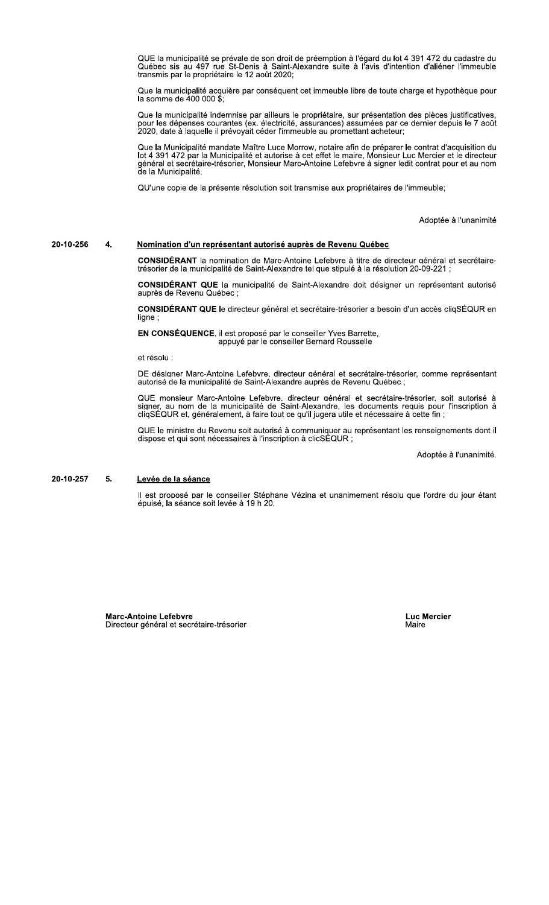QUE la municipalité se prévale de son droit de préemption à l'égard du lot 4 391 472 du cadastre du Québec sis au 497 rue St-Denis à Saint-Alexandre suite à l'avis d'intention d'aliéner l'immeuble transmis par le propriétaire le 12 août 2020;

Que la municipalité acquière par conséquent cet immeuble libre de toute charge et hypothèque pour la somme de 400 000 $;

Que la municipalité indemnise par ailleurs le propriétaire, sur présentation des pièces justificatives, pour les dépenses courantes (ex. électricité, assurances) assumées par ce dernier depuis le 7 août 2020, date à laquelle il prévoyait céder l'immeuble au promettant acheteur;

Que la Municipalité mandate Maître Luce Morrow, notaire afin de préparer le contrat d'acquisition du lot 4 391 472 par la Municipalité et autorise à cet effet le maire, Monsieur Luc Mercier et le directeur général et secrétaire-trésorier, Monsieur Marc-Antoine Lefebvre à signer ledit contrat pour et au nom de la Municipalité.

QU'une copie de la présente résolution soit transmise aux propriétaires de l'immeuble;

Adoptée à l'unanimité

**20-10-256 4. Nomination d'un représentant autorisé auprès de Revenu Québec**

**CONSIDÉRANT** la nomination de Marc-Antoine Lefebvre à titre de directeur général et secrétaire-trésorier de la municipalité de Saint-Alexandre tel que stipulé à la résolution 20-09-221 ;

**CONSIDÉRANT QUE** la municipalité de Saint-Alexandre doit désigner un représentant autorisé auprès de Revenu Québec ;

**CONSIDÉRANT QUE** le directeur général et secrétaire-trésorier a besoin d'un accès cliqSÉQUR en ligne ;

**EN CONSÉQUENCE**, il est proposé par le conseiller Yves Barrette,
appuyé par le conseiller Bernard Rousselle

et résolu :

DE désigner Marc-Antoine Lefebvre, directeur général et secrétaire-trésorier, comme représentant autorisé de la municipalité de Saint-Alexandre auprès de Revenu Québec ;

QUE monsieur Marc-Antoine Lefebvre, directeur général et secrétaire-trésorier, soit autorisé à signer, au nom de la municipalité de Saint-Alexandre, les documents requis pour l'inscription à cliqSÉQUR et, généralement, à faire tout ce qu'il jugera utile et nécessaire à cette fin ;

QUE le ministre du Revenu soit autorisé à communiquer au représentant les renseignements dont il dispose et qui sont nécessaires à l'inscription à clicSÉQUR ;

Adoptée à l'unanimité.

**20-10-257 5. Levée de la séance**

Il est proposé par le conseiller Stéphane Vézina et unanimement résolu que l'ordre du jour étant épuisé, la séance soit levée à 19 h 20.

**Marc-Antoine Lefebvre**
Directeur général et secrétaire-trésorier

**Luc Mercier**
Maire